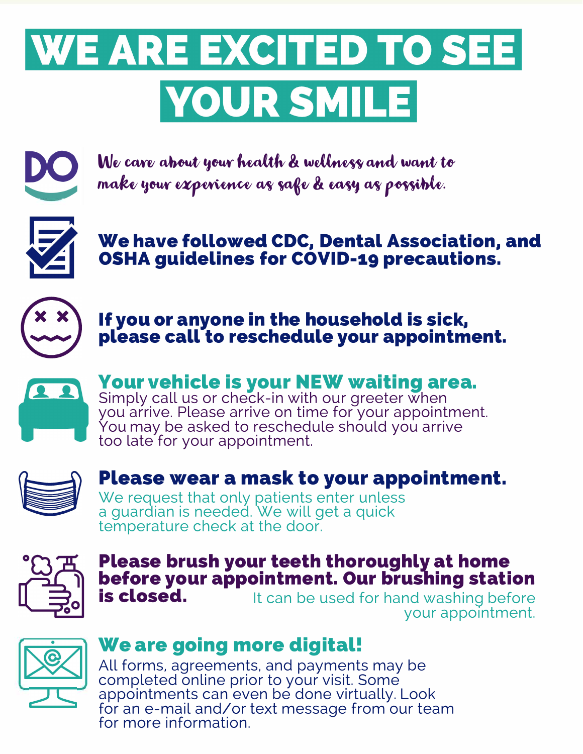# WE ARE EXCITED TO SEE YOUR SMILE

DO

*We care about your health & wellness and want to make your experience as safe & easy as possible.*

**We have followed CDC, Dental Association, and OSHA guidelines for COVID-19 precautions.**

**If you or anyone in the household is sick, please call to reschedule your appointment.**

**Your vehicle is your NEW waiting area.**
Simply call us or check-in with our greeter when you arrive. Please arrive on time for your appointment. You may be asked to reschedule should you arrive too late for your appointment.

**Please wear a mask to your appointment.**
We request that only patients enter unless a guardian is needed. We will get a quick temperature check at the door.

**Please brush your teeth thoroughly at home before your appointment. Our brushing station is closed.** It can be used for hand washing before your appointment.

**We are going more digital!**
All forms, agreements, and payments may be completed online prior to your visit. Some appointments can even be done virtually. Look for an e-mail and/or text message from our team for more information.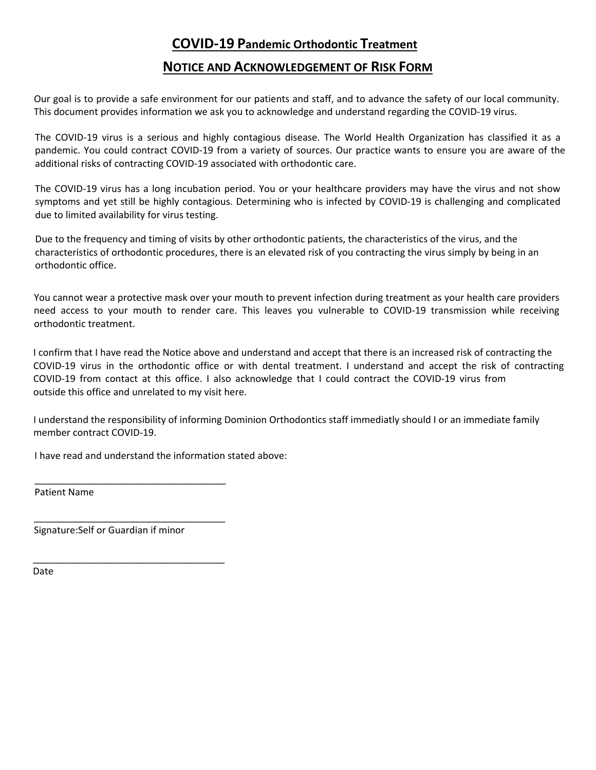## COVID-19 Pandemic Orthodontic Treatment

## NOTICE AND ACKNOWLEDGEMENT OF RISK FORM

Our goal is to provide a safe environment for our patients and staff, and to advance the safety of our local community. This document provides information we ask you to acknowledge and understand regarding the COVID-19 virus.

The COVID-19 virus is a serious and highly contagious disease. The World Health Organization has classified it as a pandemic. You could contract COVID-19 from a variety of sources. Our practice wants to ensure you are aware of the additional risks of contracting COVID-19 associated with orthodontic care.

The COVID-19 virus has a long incubation period. You or your healthcare providers may have the virus and not show symptoms and yet still be highly contagious. Determining who is infected by COVID-19 is challenging and complicated due to limited availability for virus testing.

Due to the frequency and timing of visits by other orthodontic patients, the characteristics of the virus, and the characteristics of orthodontic procedures, there is an elevated risk of you contracting the virus simply by being in an orthodontic office.

You cannot wear a protective mask over your mouth to prevent infection during treatment as your health care providers need access to your mouth to render care. This leaves you vulnerable to COVID-19 transmission while receiving orthodontic treatment.

I confirm that I have read the Notice above and understand and accept that there is an increased risk of contracting the COVID-19 virus in the orthodontic office or with dental treatment. I understand and accept the risk of contracting COVID-19 from contact at this office. I also acknowledge that I could contract the COVID-19 virus from outside this office and unrelated to my visit here.

I understand the responsibility of informing Dominion Orthodontics staff immediatly should I or an immediate family member contract COVID-19.

I have read and understand the information stated above:

_____________________________________
Patient Name

_____________________________________
Signature:Self or Guardian if minor

_____________________________________
Date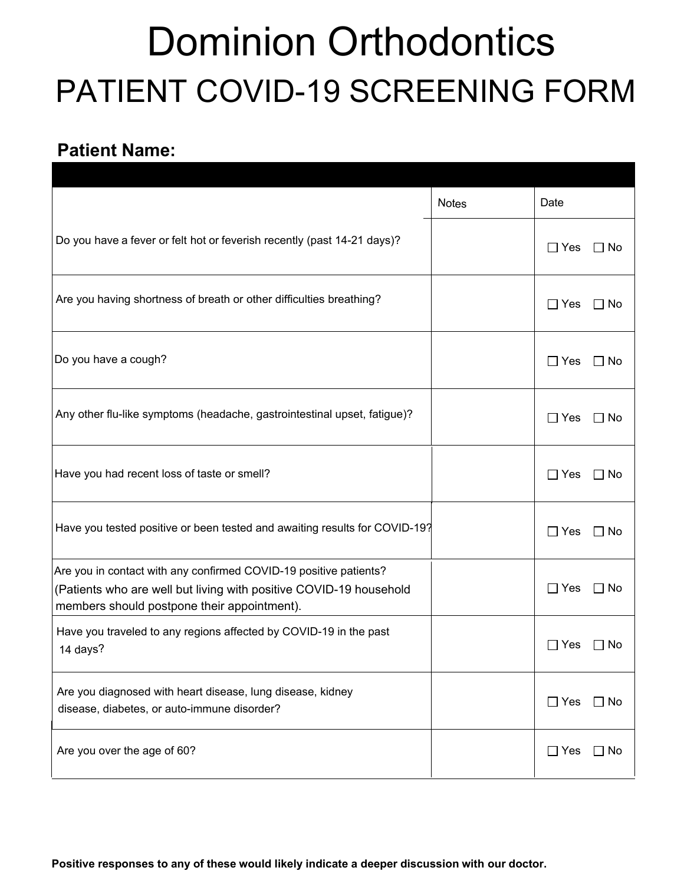# Dominion Orthodontics

## PATIENT COVID-19 SCREENING FORM

**Patient Name:**

| | Notes | Date |
|---|---|---|
| Do you have a fever or felt hot or feverish recently (past 14-21 days)? | | ☐ Yes ☐ No |
| Are you having shortness of breath or other difficulties breathing? | | ☐ Yes ☐ No |
| Do you have a cough? | | ☐ Yes ☐ No |
| Any other flu-like symptoms (headache, gastrointestinal upset, fatigue)? | | ☐ Yes ☐ No |
| Have you had recent loss of taste or smell? | | ☐ Yes ☐ No |
| Have you tested positive or been tested and awaiting results for COVID-19? | | ☐ Yes ☐ No |
| Are you in contact with any confirmed COVID-19 positive patients? (Patients who are well but living with positive COVID-19 household members should postpone their appointment). | | ☐ Yes ☐ No |
| Have you traveled to any regions affected by COVID-19 in the past 14 days? | | ☐ Yes ☐ No |
| Are you diagnosed with heart disease, lung disease, kidney disease, diabetes, or auto-immune disorder? | | ☐ Yes ☐ No |
| Are you over the age of 60? | | ☐ Yes ☐ No |

**Positive responses to any of these would likely indicate a deeper discussion with our doctor.**